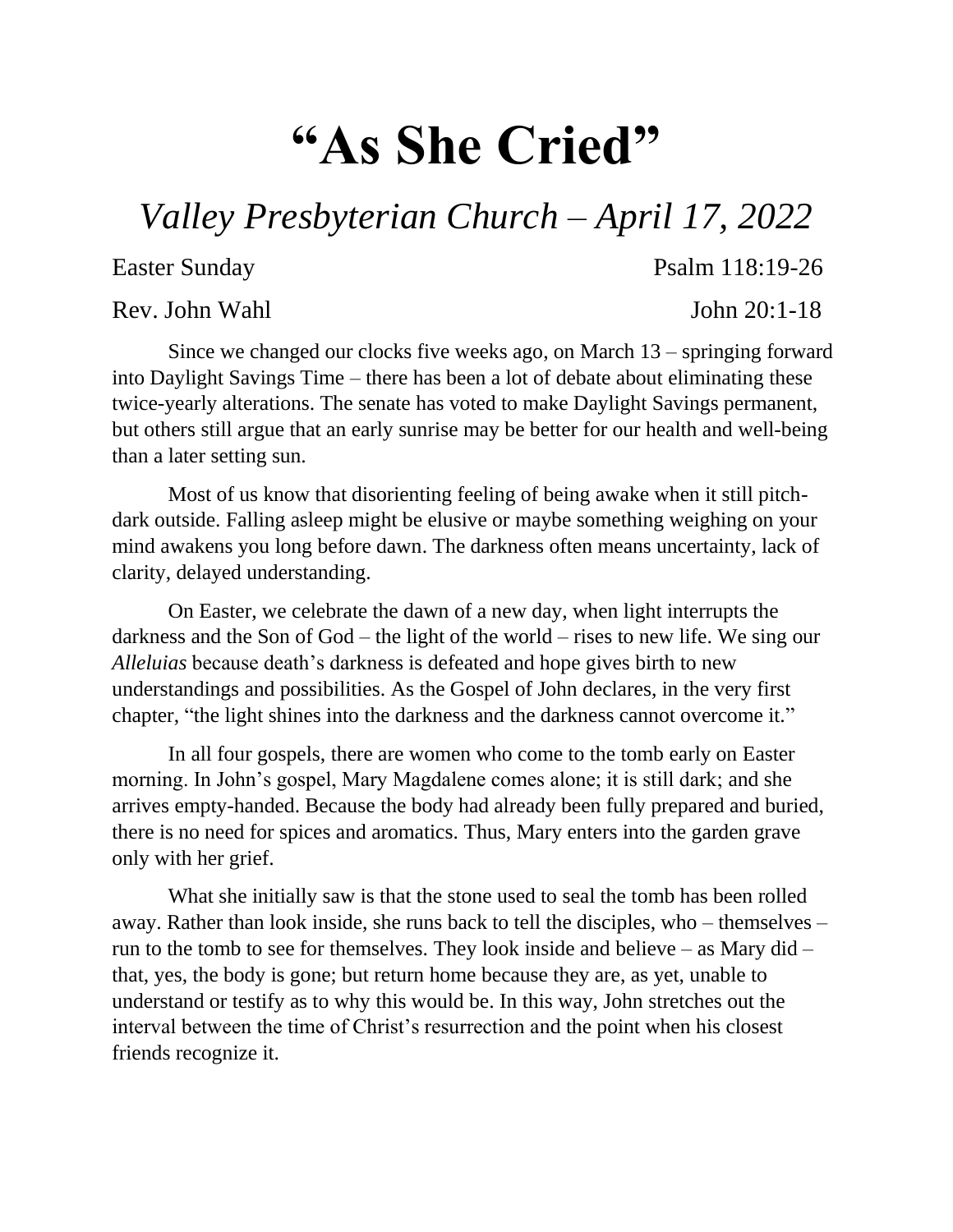# "As She Cried"

## *Valley Presbyterian Church – April 17, 2022*

Easter Sunday — Psalm 118:19-26

Rev. John Wahl — John 20:1-18

Since we changed our clocks five weeks ago, on March 13 – springing forward into Daylight Savings Time – there has been a lot of debate about eliminating these twice-yearly alterations. The senate has voted to make Daylight Savings permanent, but others still argue that an early sunrise may be better for our health and well-being than a later setting sun.

Most of us know that disorienting feeling of being awake when it still pitch-dark outside. Falling asleep might be elusive or maybe something weighing on your mind awakens you long before dawn. The darkness often means uncertainty, lack of clarity, delayed understanding.

On Easter, we celebrate the dawn of a new day, when light interrupts the darkness and the Son of God – the light of the world – rises to new life. We sing our *Alleluias* because death's darkness is defeated and hope gives birth to new understandings and possibilities. As the Gospel of John declares, in the very first chapter, "the light shines into the darkness and the darkness cannot overcome it."

In all four gospels, there are women who come to the tomb early on Easter morning. In John's gospel, Mary Magdalene comes alone; it is still dark; and she arrives empty-handed. Because the body had already been fully prepared and buried, there is no need for spices and aromatics. Thus, Mary enters into the garden grave only with her grief.

What she initially saw is that the stone used to seal the tomb has been rolled away. Rather than look inside, she runs back to tell the disciples, who – themselves – run to the tomb to see for themselves. They look inside and believe – as Mary did – that, yes, the body is gone; but return home because they are, as yet, unable to understand or testify as to why this would be. In this way, John stretches out the interval between the time of Christ's resurrection and the point when his closest friends recognize it.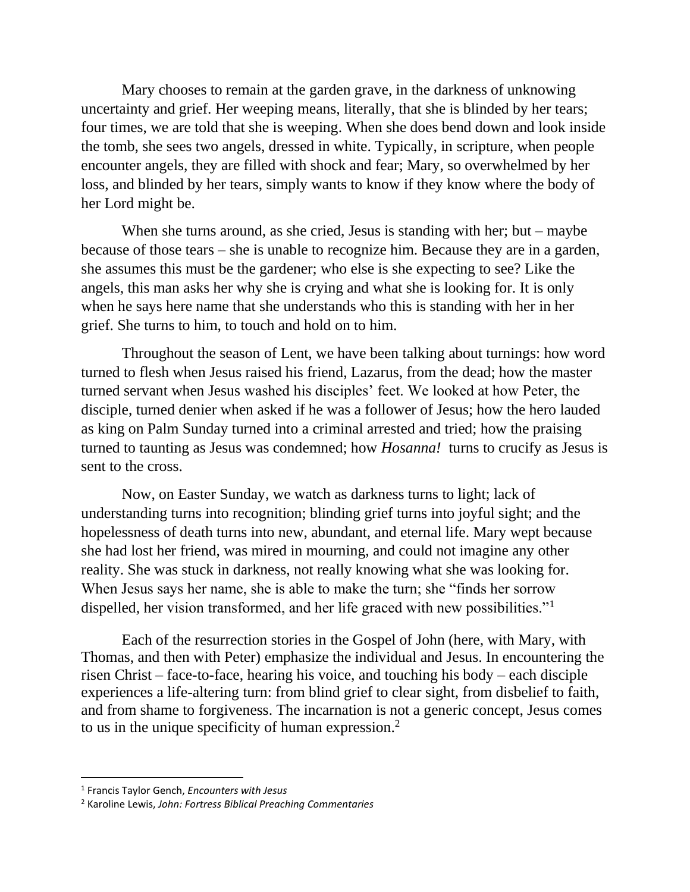Mary chooses to remain at the garden grave, in the darkness of unknowing uncertainty and grief. Her weeping means, literally, that she is blinded by her tears; four times, we are told that she is weeping. When she does bend down and look inside the tomb, she sees two angels, dressed in white. Typically, in scripture, when people encounter angels, they are filled with shock and fear; Mary, so overwhelmed by her loss, and blinded by her tears, simply wants to know if they know where the body of her Lord might be.

When she turns around, as she cried, Jesus is standing with her; but – maybe because of those tears – she is unable to recognize him. Because they are in a garden, she assumes this must be the gardener; who else is she expecting to see? Like the angels, this man asks her why she is crying and what she is looking for. It is only when he says here name that she understands who this is standing with her in her grief. She turns to him, to touch and hold on to him.

Throughout the season of Lent, we have been talking about turnings: how word turned to flesh when Jesus raised his friend, Lazarus, from the dead; how the master turned servant when Jesus washed his disciples' feet. We looked at how Peter, the disciple, turned denier when asked if he was a follower of Jesus; how the hero lauded as king on Palm Sunday turned into a criminal arrested and tried; how the praising turned to taunting as Jesus was condemned; how *Hosanna!* turns to crucify as Jesus is sent to the cross.

Now, on Easter Sunday, we watch as darkness turns to light; lack of understanding turns into recognition; blinding grief turns into joyful sight; and the hopelessness of death turns into new, abundant, and eternal life. Mary wept because she had lost her friend, was mired in mourning, and could not imagine any other reality. She was stuck in darkness, not really knowing what she was looking for. When Jesus says her name, she is able to make the turn; she "finds her sorrow dispelled, her vision transformed, and her life graced with new possibilities."[1]

Each of the resurrection stories in the Gospel of John (here, with Mary, with Thomas, and then with Peter) emphasize the individual and Jesus. In encountering the risen Christ – face-to-face, hearing his voice, and touching his body – each disciple experiences a life-altering turn: from blind grief to clear sight, from disbelief to faith, and from shame to forgiveness. The incarnation is not a generic concept, Jesus comes to us in the unique specificity of human expression.[2]

---

[1] Francis Taylor Gench, *Encounters with Jesus*

[2] Karoline Lewis, *John: Fortress Biblical Preaching Commentaries*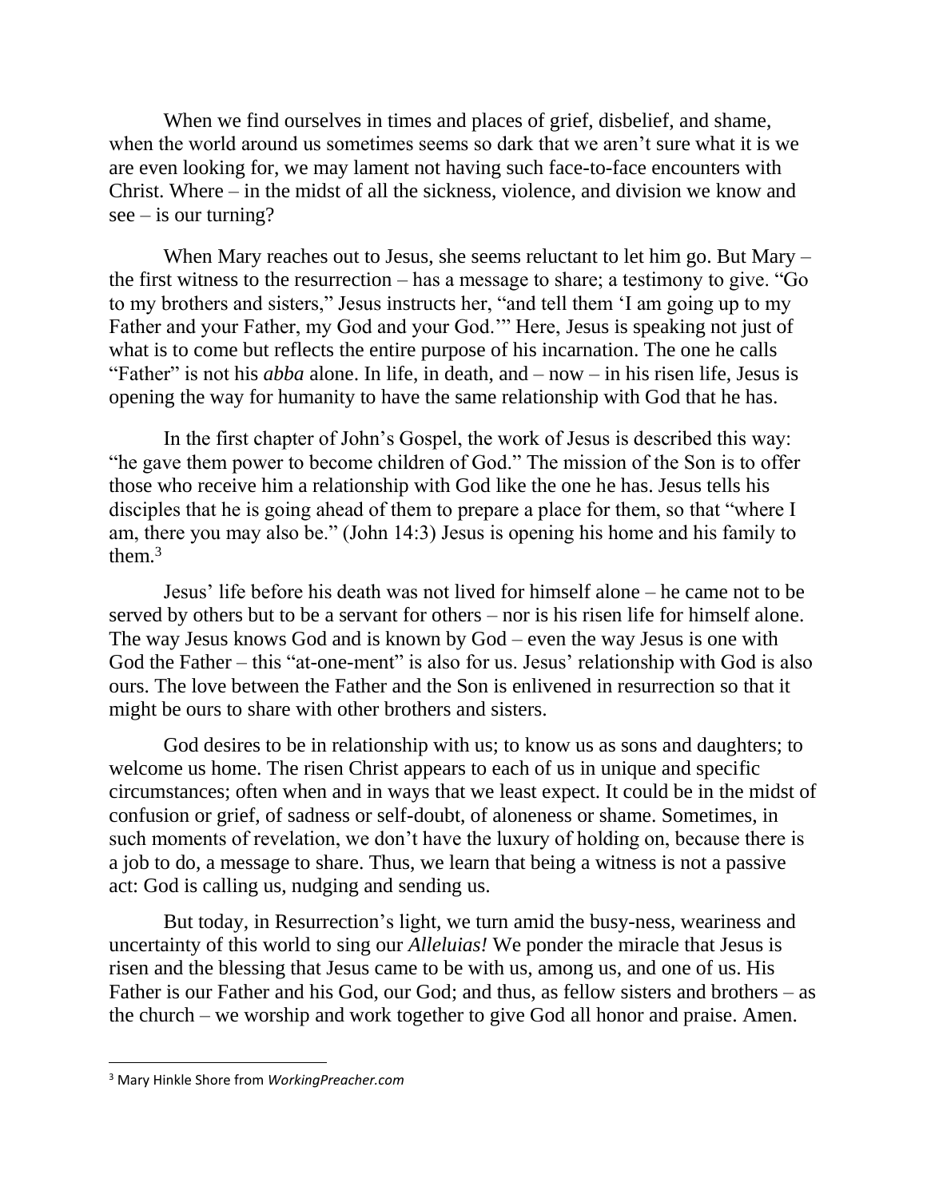When we find ourselves in times and places of grief, disbelief, and shame, when the world around us sometimes seems so dark that we aren't sure what it is we are even looking for, we may lament not having such face-to-face encounters with Christ. Where – in the midst of all the sickness, violence, and division we know and see – is our turning?

When Mary reaches out to Jesus, she seems reluctant to let him go. But Mary – the first witness to the resurrection – has a message to share; a testimony to give. "Go to my brothers and sisters," Jesus instructs her, "and tell them 'I am going up to my Father and your Father, my God and your God.'" Here, Jesus is speaking not just of what is to come but reflects the entire purpose of his incarnation. The one he calls "Father" is not his *abba* alone. In life, in death, and – now – in his risen life, Jesus is opening the way for humanity to have the same relationship with God that he has.

In the first chapter of John's Gospel, the work of Jesus is described this way: "he gave them power to become children of God." The mission of the Son is to offer those who receive him a relationship with God like the one he has. Jesus tells his disciples that he is going ahead of them to prepare a place for them, so that "where I am, there you may also be." (John 14:3) Jesus is opening his home and his family to them.[3]

Jesus' life before his death was not lived for himself alone – he came not to be served by others but to be a servant for others – nor is his risen life for himself alone. The way Jesus knows God and is known by God – even the way Jesus is one with God the Father – this "at-one-ment" is also for us. Jesus' relationship with God is also ours. The love between the Father and the Son is enlivened in resurrection so that it might be ours to share with other brothers and sisters.

God desires to be in relationship with us; to know us as sons and daughters; to welcome us home. The risen Christ appears to each of us in unique and specific circumstances; often when and in ways that we least expect. It could be in the midst of confusion or grief, of sadness or self-doubt, of aloneness or shame. Sometimes, in such moments of revelation, we don't have the luxury of holding on, because there is a job to do, a message to share. Thus, we learn that being a witness is not a passive act: God is calling us, nudging and sending us.

But today, in Resurrection's light, we turn amid the busy-ness, weariness and uncertainty of this world to sing our *Alleluias!* We ponder the miracle that Jesus is risen and the blessing that Jesus came to be with us, among us, and one of us. His Father is our Father and his God, our God; and thus, as fellow sisters and brothers – as the church – we worship and work together to give God all honor and praise. Amen.

---

[3] Mary Hinkle Shore from *WorkingPreacher.com*